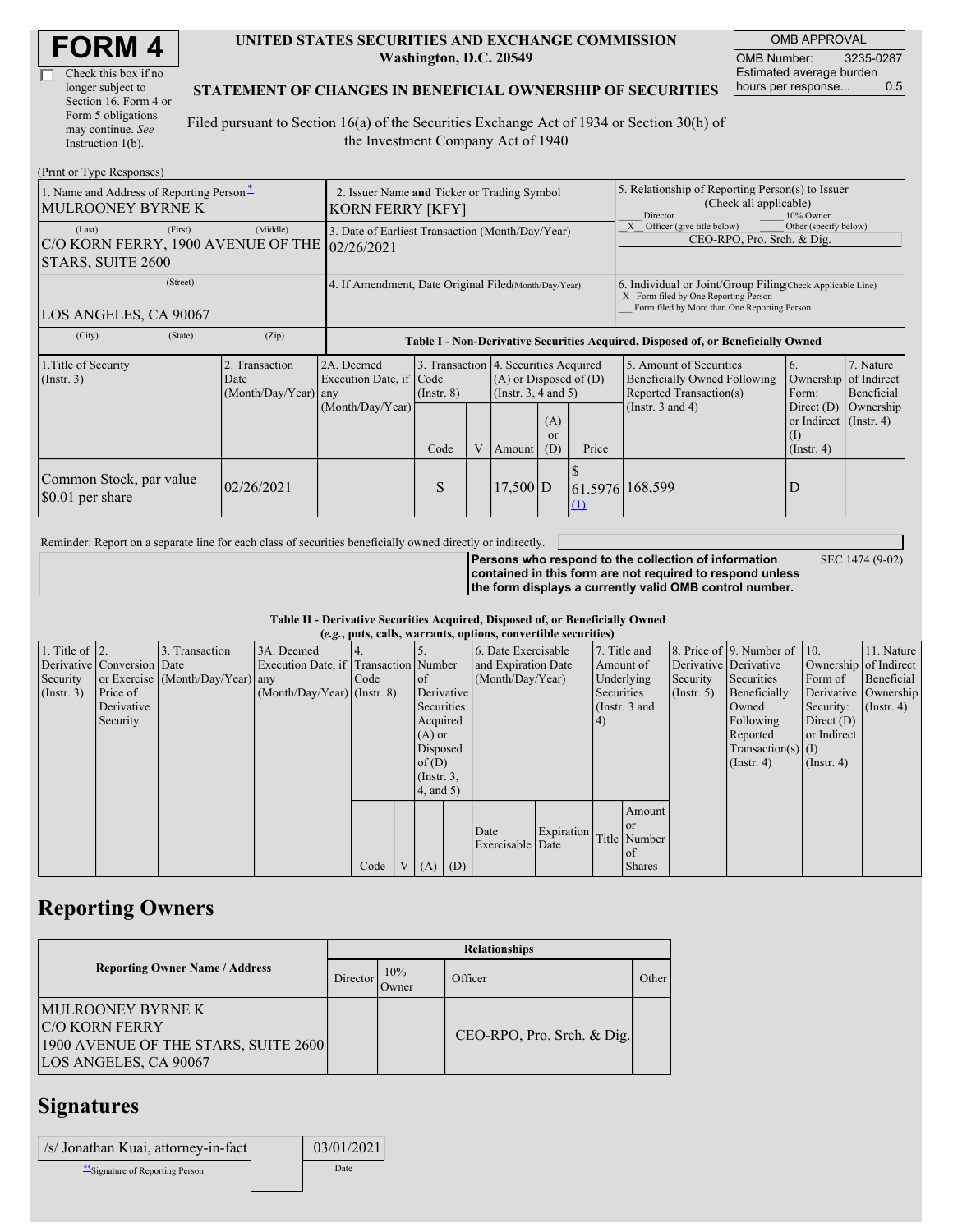# FORM 4

☐ Check this box if no longer subject to Section 16. Form 4 or Form 5 obligations may continue. *See* Instruction 1(b).

**UNITED STATES SECURITIES AND EXCHANGE COMMISSION**
**Washington, D.C. 20549**

**STATEMENT OF CHANGES IN BENEFICIAL OWNERSHIP OF SECURITIES**

Filed pursuant to Section 16(a) of the Securities Exchange Act of 1934 or Section 30(h) of the Investment Company Act of 1940

| OMB APPROVAL | |
|---|---|
| OMB Number: | 3235-0287 |
| Estimated average burden hours per response... | 0.5 |

(Print or Type Responses)

| 1. Name and Address of Reporting Person* | 2. Issuer Name **and** Ticker or Trading Symbol | 5. Relationship of Reporting Person(s) to Issuer (Check all applicable) |
|---|---|---|
| MULROONEY BYRNE K | KORN FERRY [KFY] | ___ Director ___ 10% Owner |
| (Last) (First) (Middle) C/O KORN FERRY, 1900 AVENUE OF THE STARS, SUITE 2600 | 3. Date of Earliest Transaction (Month/Day/Year) 02/26/2021 | _X_ Officer (give title below) ___ Other (specify below) CEO-RPO, Pro. Srch. & Dig. |
| (Street) LOS ANGELES, CA 90067 | 4. If Amendment, Date Original Filed (Month/Day/Year) | 6. Individual or Joint/Group Filing (Check Applicable Line) _X_ Form filed by One Reporting Person ___ Form filed by More than One Reporting Person |
| (City) (State) (Zip) | | |

**Table I - Non-Derivative Securities Acquired, Disposed of, or Beneficially Owned**

| 1.Title of Security (Instr. 3) | 2. Transaction Date (Month/Day/Year) | 2A. Deemed Execution Date, if any (Month/Day/Year) | 3. Transaction Code (Instr. 8) | | 4. Securities Acquired (A) or Disposed of (D) (Instr. 3, 4 and 5) | | | 5. Amount of Securities Beneficially Owned Following Reported Transaction(s) (Instr. 3 and 4) | 6. Ownership Form: Direct (D) or Indirect (I) (Instr. 4) | 7. Nature of Indirect Beneficial Ownership (Instr. 4) |
|---|---|---|---|---|---|---|---|---|---|---|
| | | | Code | V | Amount | (A) or (D) | Price | | | |
| Common Stock, par value $0.01 per share | 02/26/2021 | | S | | 17,500 | D | $ 61.5976 (1) | 168,599 | D | |

Reminder: Report on a separate line for each class of securities beneficially owned directly or indirectly.

**Persons who respond to the collection of information contained in this form are not required to respond unless the form displays a currently valid OMB control number.** SEC 1474 (9-02)

**Table II - Derivative Securities Acquired, Disposed of, or Beneficially Owned**
**(*e.g.*, puts, calls, warrants, options, convertible securities)**

| 1. Title of Derivative Security (Instr. 3) | 2. Conversion or Exercise Price of Derivative Security | 3. Transaction Date (Month/Day/Year) | 3A. Deemed Execution Date, if any (Month/Day/Year) | 4. Transaction Code (Instr. 8) | | 5. Number of Derivative Securities Acquired (A) or Disposed of (D) (Instr. 3, 4, and 5) | | 6. Date Exercisable and Expiration Date (Month/Day/Year) | | 7. Title and Amount of Underlying Securities (Instr. 3 and 4) | | 8. Price of Derivative Security (Instr. 5) | 9. Number of Derivative Securities Beneficially Owned Following Reported Transaction(s) (Instr. 4) | 10. Ownership Form of Derivative Security: Direct (D) or Indirect (I) (Instr. 4) | 11. Nature of Indirect Beneficial Ownership (Instr. 4) |
|---|---|---|---|---|---|---|---|---|---|---|---|---|---|---|---|
| | | | | Code | V | (A) | (D) | Date Exercisable | Expiration Date | Title | Amount or Number of Shares | | | | |

## Reporting Owners

| Reporting Owner Name / Address | Relationships | | | |
|---|---|---|---|---|
| | Director | 10% Owner | Officer | Other |
| MULROONEY BYRNE K C/O KORN FERRY 1900 AVENUE OF THE STARS, SUITE 2600 LOS ANGELES, CA 90067 | | | CEO-RPO, Pro. Srch. & Dig. | |

## Signatures

| /s/ Jonathan Kuai, attorney-in-fact | | 03/01/2021 |
|---|---|---|
| **Signature of Reporting Person | | Date |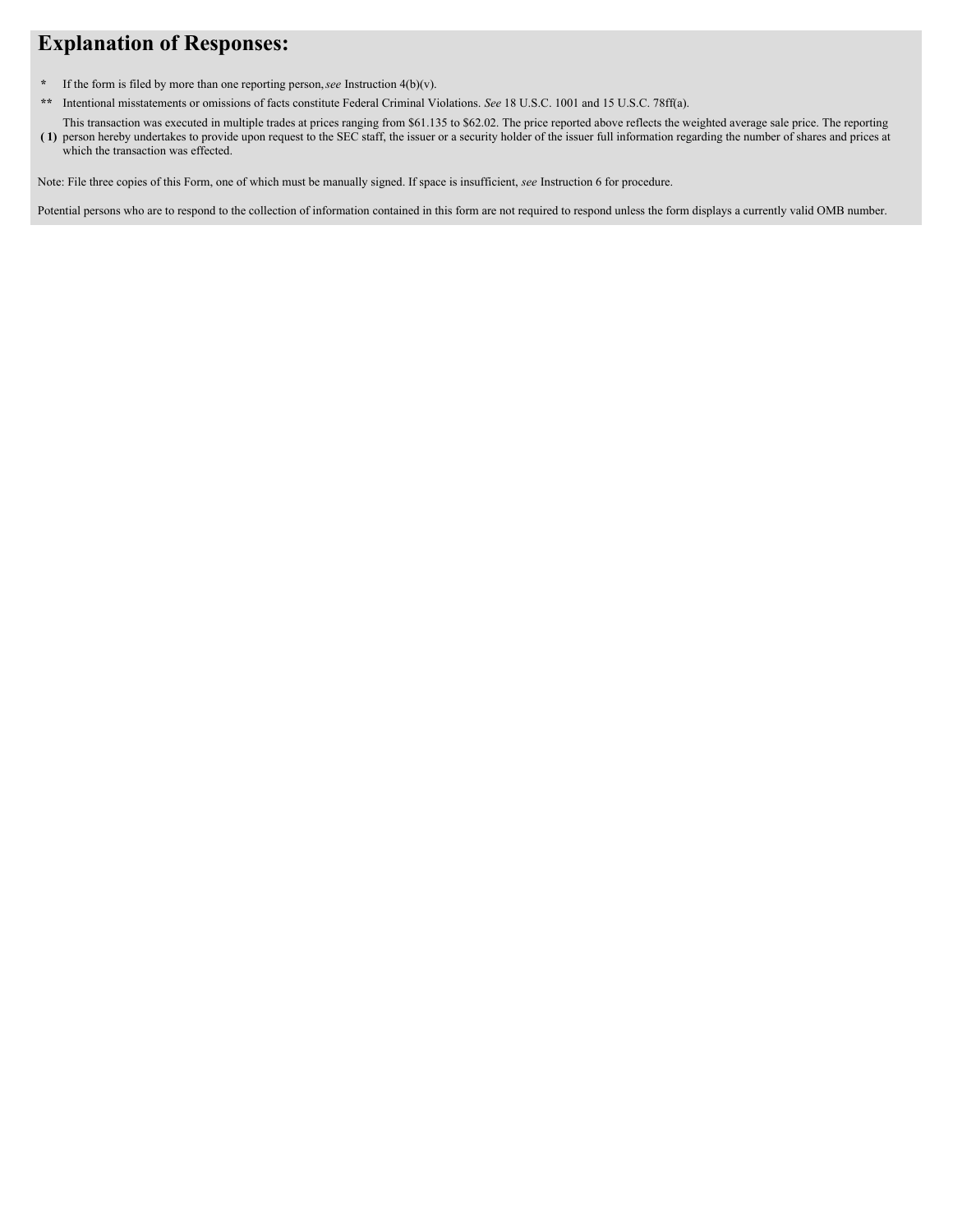# Explanation of Responses:

| | |
|---|---|
| * | If the form is filed by more than one reporting person, *see* Instruction 4(b)(v). |
| ** | Intentional misstatements or omissions of facts constitute Federal Criminal Violations. *See* 18 U.S.C. 1001 and 15 U.S.C. 78ff(a). |
| **( 1)** | This transaction was executed in multiple trades at prices ranging from $61.135 to $62.02. The price reported above reflects the weighted average sale price. The reporting person hereby undertakes to provide upon request to the SEC staff, the issuer or a security holder of the issuer full information regarding the number of shares and prices at which the transaction was effected. |

Note: File three copies of this Form, one of which must be manually signed. If space is insufficient, *see* Instruction 6 for procedure.

Potential persons who are to respond to the collection of information contained in this form are not required to respond unless the form displays a currently valid OMB number.